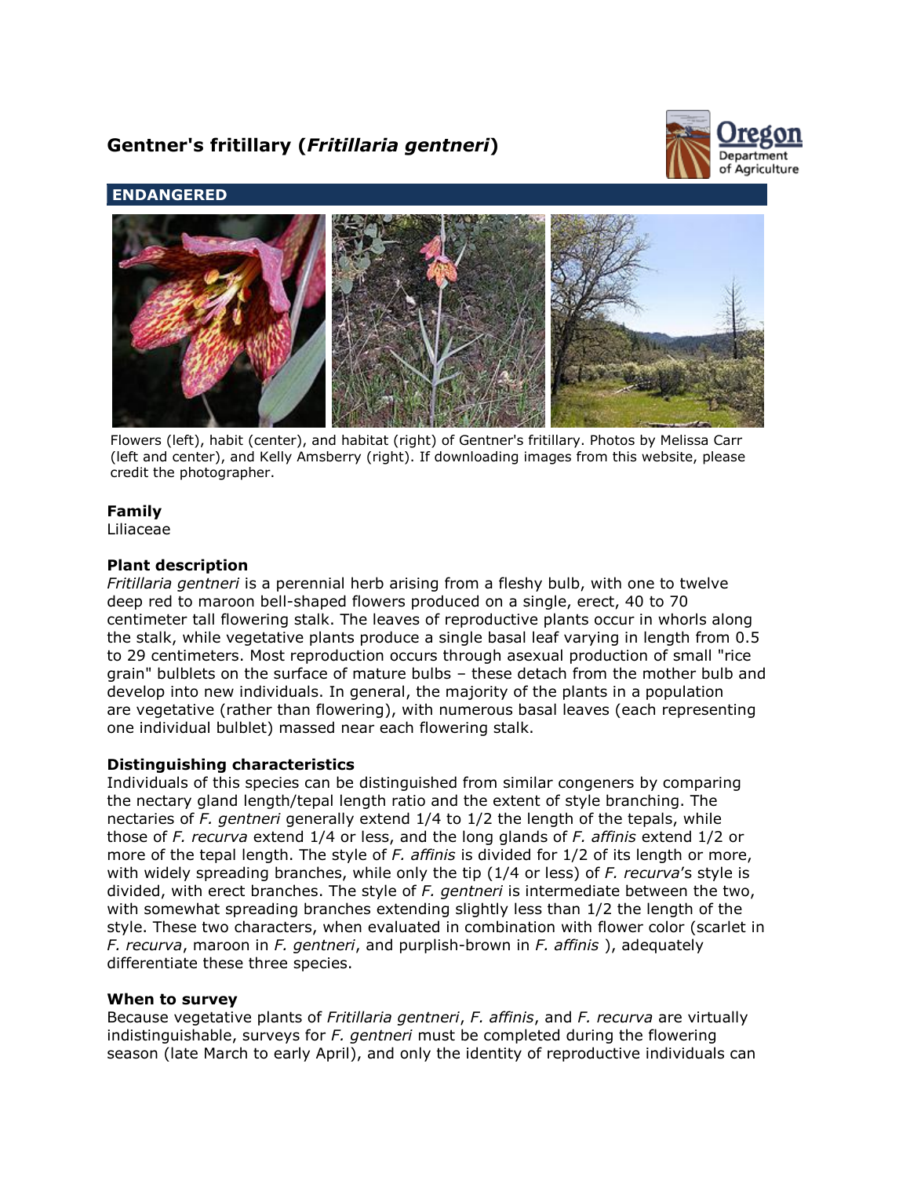# Gentner's fritillary (*Fritillaria gentneri*)

**ENDANGERED**

Flowers (left), habit (center), and habitat (right) of Gentner's fritillary. Photos by Melissa Carr (left and center), and Kelly Amsberry (right). If downloading images from this website, please credit the photographer.

### Family

Liliaceae

### Plant description

*Fritillaria gentneri* is a perennial herb arising from a fleshy bulb, with one to twelve deep red to maroon bell-shaped flowers produced on a single, erect, 40 to 70 centimeter tall flowering stalk. The leaves of reproductive plants occur in whorls along the stalk, while vegetative plants produce a single basal leaf varying in length from 0.5 to 29 centimeters. Most reproduction occurs through asexual production of small "rice grain" bulblets on the surface of mature bulbs – these detach from the mother bulb and develop into new individuals. In general, the majority of the plants in a population are vegetative (rather than flowering), with numerous basal leaves (each representing one individual bulblet) massed near each flowering stalk.

### Distinguishing characteristics

Individuals of this species can be distinguished from similar congeners by comparing the nectary gland length/tepal length ratio and the extent of style branching. The nectaries of *F. gentneri* generally extend 1/4 to 1/2 the length of the tepals, while those of *F. recurva* extend 1/4 or less, and the long glands of *F. affinis* extend 1/2 or more of the tepal length. The style of *F. affinis* is divided for 1/2 of its length or more, with widely spreading branches, while only the tip (1/4 or less) of *F. recurva*'s style is divided, with erect branches. The style of *F. gentneri* is intermediate between the two, with somewhat spreading branches extending slightly less than 1/2 the length of the style. These two characters, when evaluated in combination with flower color (scarlet in *F. recurva*, maroon in *F. gentneri*, and purplish-brown in *F. affinis* ), adequately differentiate these three species.

### When to survey

Because vegetative plants of *Fritillaria gentneri*, *F. affinis*, and *F. recurva* are virtually indistinguishable, surveys for *F. gentneri* must be completed during the flowering season (late March to early April), and only the identity of reproductive individuals can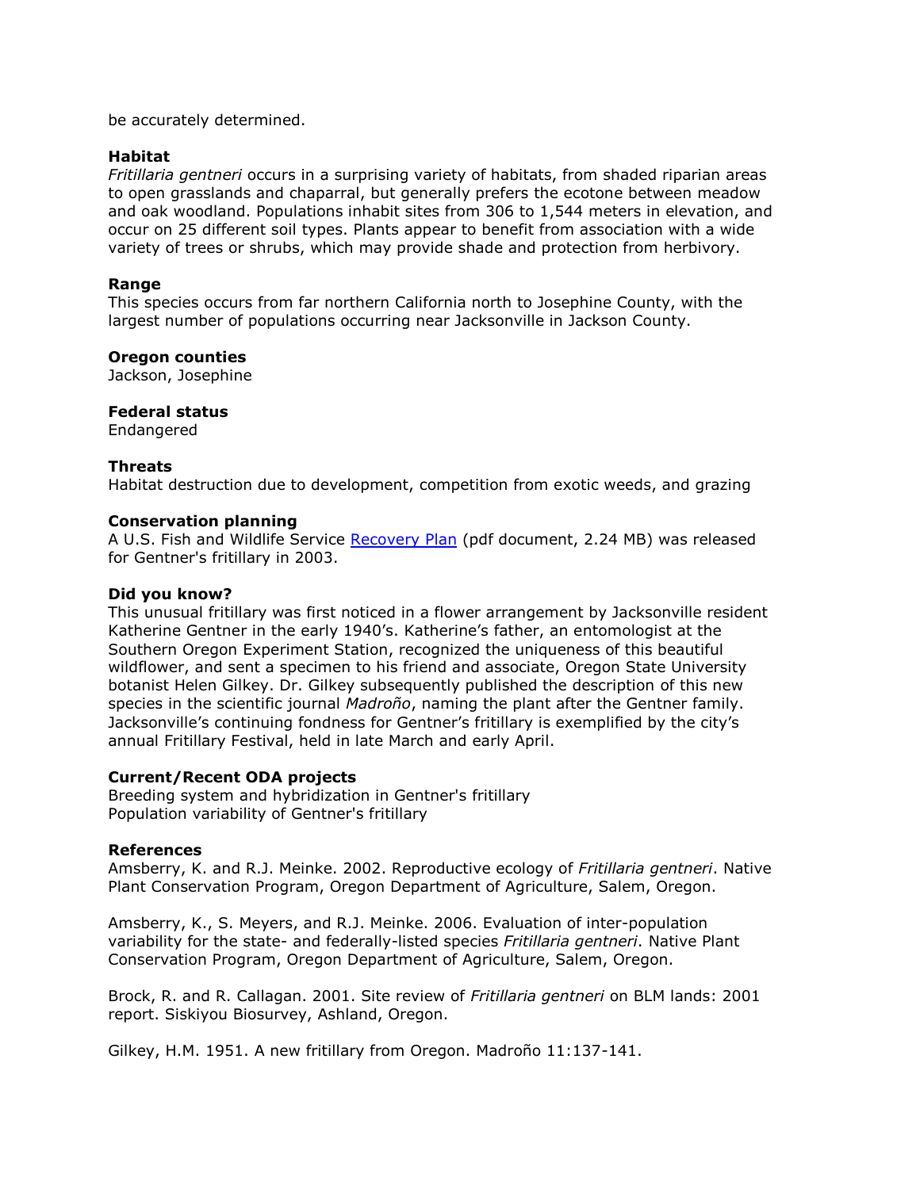be accurately determined.

**Habitat**
*Fritillaria gentneri* occurs in a surprising variety of habitats, from shaded riparian areas to open grasslands and chaparral, but generally prefers the ecotone between meadow and oak woodland. Populations inhabit sites from 306 to 1,544 meters in elevation, and occur on 25 different soil types. Plants appear to benefit from association with a wide variety of trees or shrubs, which may provide shade and protection from herbivory.

**Range**
This species occurs from far northern California north to Josephine County, with the largest number of populations occurring near Jacksonville in Jackson County.

**Oregon counties**
Jackson, Josephine

**Federal status**
Endangered

**Threats**
Habitat destruction due to development, competition from exotic weeds, and grazing

**Conservation planning**
A U.S. Fish and Wildlife Service Recovery Plan (pdf document, 2.24 MB) was released for Gentner's fritillary in 2003.

**Did you know?**
This unusual fritillary was first noticed in a flower arrangement by Jacksonville resident Katherine Gentner in the early 1940's. Katherine's father, an entomologist at the Southern Oregon Experiment Station, recognized the uniqueness of this beautiful wildflower, and sent a specimen to his friend and associate, Oregon State University botanist Helen Gilkey. Dr. Gilkey subsequently published the description of this new species in the scientific journal *Madroño*, naming the plant after the Gentner family. Jacksonville's continuing fondness for Gentner's fritillary is exemplified by the city's annual Fritillary Festival, held in late March and early April.

**Current/Recent ODA projects**
Breeding system and hybridization in Gentner's fritillary
Population variability of Gentner's fritillary

**References**
Amsberry, K. and R.J. Meinke. 2002. Reproductive ecology of *Fritillaria gentneri*. Native Plant Conservation Program, Oregon Department of Agriculture, Salem, Oregon.

Amsberry, K., S. Meyers, and R.J. Meinke. 2006. Evaluation of inter-population variability for the state- and federally-listed species *Fritillaria gentneri*. Native Plant Conservation Program, Oregon Department of Agriculture, Salem, Oregon.

Brock, R. and R. Callagan. 2001. Site review of *Fritillaria gentneri* on BLM lands: 2001 report. Siskiyou Biosurvey, Ashland, Oregon.

Gilkey, H.M. 1951. A new fritillary from Oregon. Madroño 11:137-141.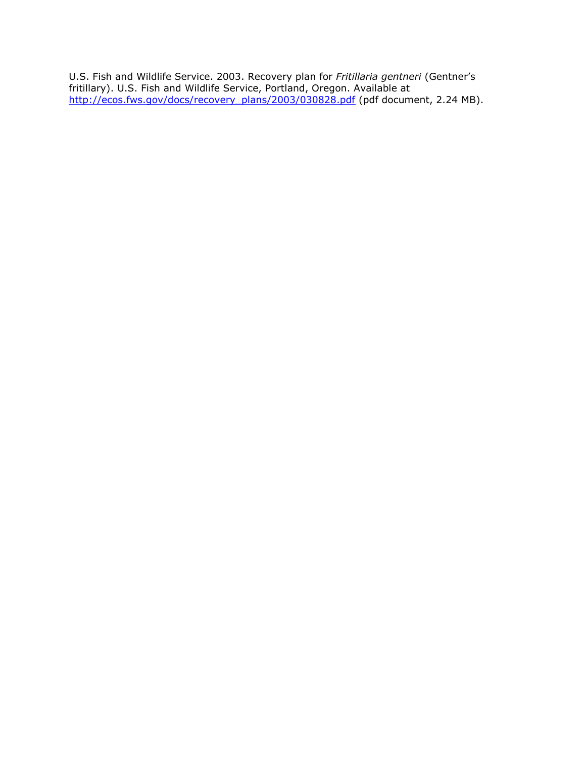U.S. Fish and Wildlife Service. 2003. Recovery plan for *Fritillaria gentneri* (Gentner's fritillary). U.S. Fish and Wildlife Service, Portland, Oregon. Available at [http://ecos.fws.gov/docs/recovery_plans/2003/030828.pdf](http://ecos.fws.gov/docs/recovery_plans/2003/030828.pdf) (pdf document, 2.24 MB).